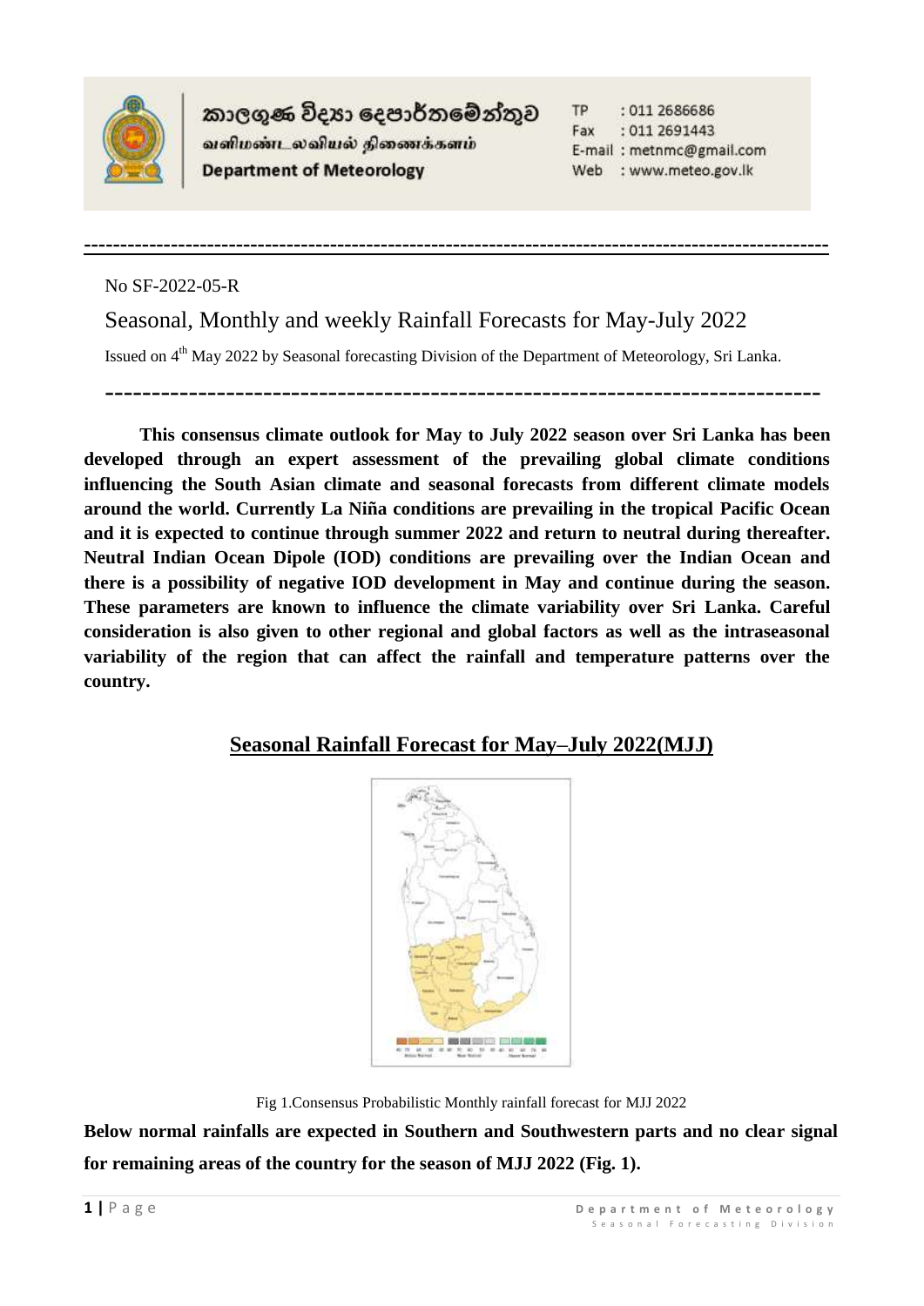කාලගුණ විද්‍යා දෙපාර්තමේන්තුව
வளிமண்டலவியல் திணைக்களம்
**Department of Meteorology**

TP : 011 2686686
Fax : 011 2691443
E-mail : metnmc@gmail.com
Web : www.meteo.gov.lk

---

No SF-2022-05-R

# Seasonal, Monthly and weekly Rainfall Forecasts for May-July 2022

Issued on 4th May 2022 by Seasonal forecasting Division of the Department of Meteorology, Sri Lanka.

---

**This consensus climate outlook for May to July 2022 season over Sri Lanka has been developed through an expert assessment of the prevailing global climate conditions influencing the South Asian climate and seasonal forecasts from different climate models around the world. Currently La Niña conditions are prevailing in the tropical Pacific Ocean and it is expected to continue through summer 2022 and return to neutral during thereafter. Neutral Indian Ocean Dipole (IOD) conditions are prevailing over the Indian Ocean and there is a possibility of negative IOD development in May and continue during the season. These parameters are known to influence the climate variability over Sri Lanka. Careful consideration is also given to other regional and global factors as well as the intraseasonal variability of the region that can affect the rainfall and temperature patterns over the country.**

## Seasonal Rainfall Forecast for May–July 2022(MJJ)

Fig 1.Consensus Probabilistic Monthly rainfall forecast for MJJ 2022

**Below normal rainfalls are expected in Southern and Southwestern parts and no clear signal for remaining areas of the country for the season of MJJ 2022 (Fig. 1).**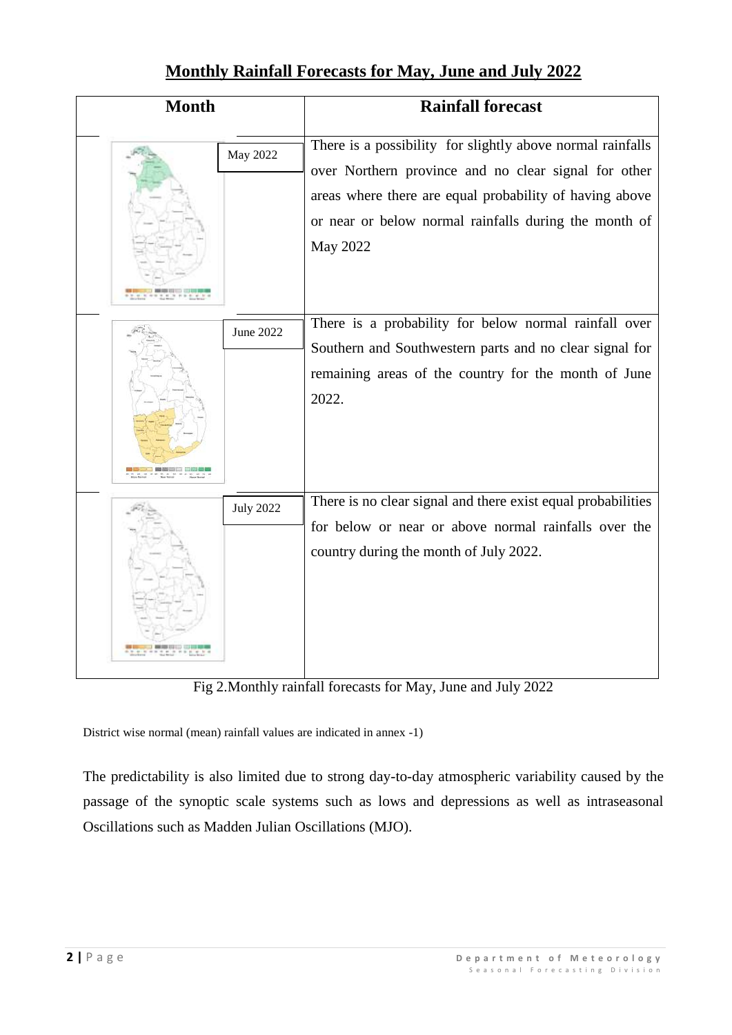## Monthly Rainfall Forecasts for May, June and July 2022

| Month | Rainfall forecast |
|---|---|
| May 2022 | There is a possibility for slightly above normal rainfalls over Northern province and no clear signal for other areas where there are equal probability of having above or near or below normal rainfalls during the month of May 2022 |
| June 2022 | There is a probability for below normal rainfall over Southern and Southwestern parts and no clear signal for remaining areas of the country for the month of June 2022. |
| July 2022 | There is no clear signal and there exist equal probabilities for below or near or above normal rainfalls over the country during the month of July 2022. |

Fig 2.Monthly rainfall forecasts for May, June and July 2022

District wise normal (mean) rainfall values are indicated in annex -1)

The predictability is also limited due to strong day-to-day atmospheric variability caused by the passage of the synoptic scale systems such as lows and depressions as well as intraseasonal Oscillations such as Madden Julian Oscillations (MJO).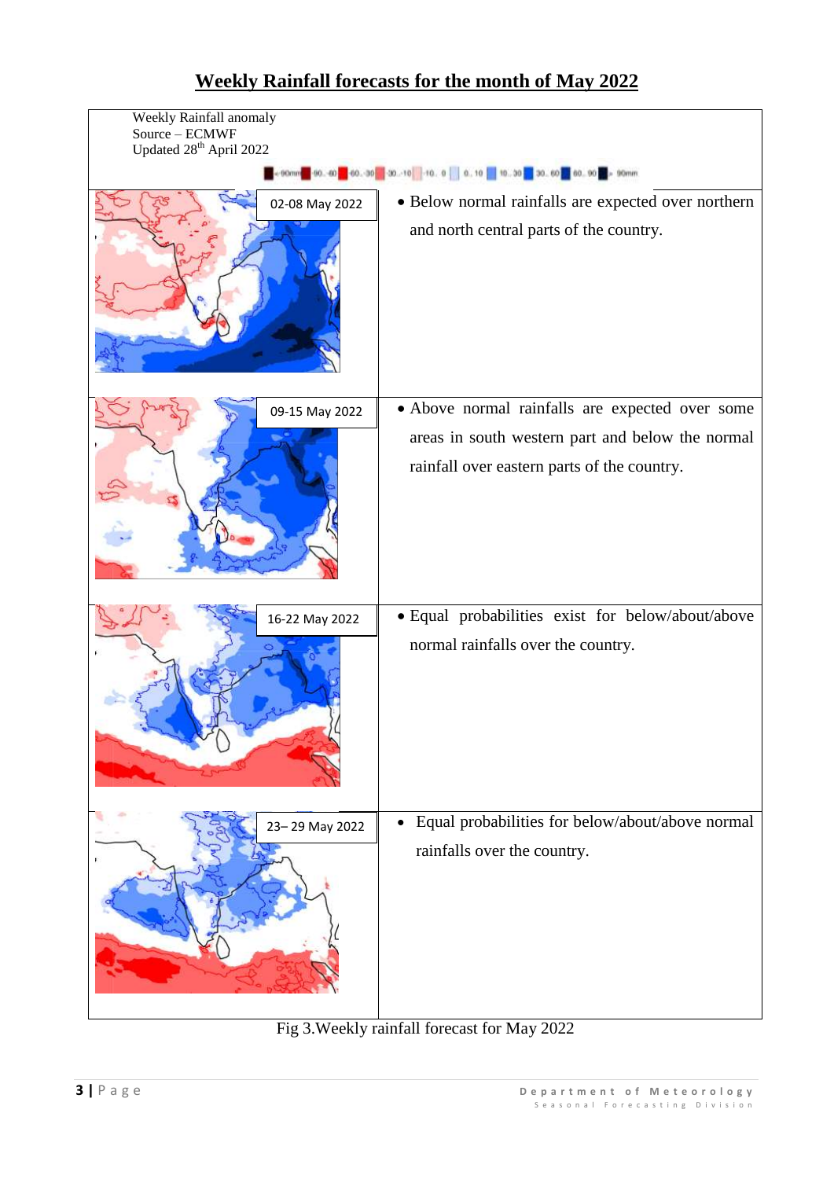# Weekly Rainfall forecasts for the month of May 2022

Weekly Rainfall anomaly
Source – ECMWF
Updated 28th April 2022

| Week | Forecast |
|---|---|
| 02-08 May 2022 | • Below normal rainfalls are expected over northern and north central parts of the country. |
| 09-15 May 2022 | • Above normal rainfalls are expected over some areas in south western part and below the normal rainfall over eastern parts of the country. |
| 16-22 May 2022 | • Equal probabilities exist for below/about/above normal rainfalls over the country. |
| 23– 29 May 2022 | • Equal probabilities for below/about/above normal rainfalls over the country. |

Fig 3.Weekly rainfall forecast for May 2022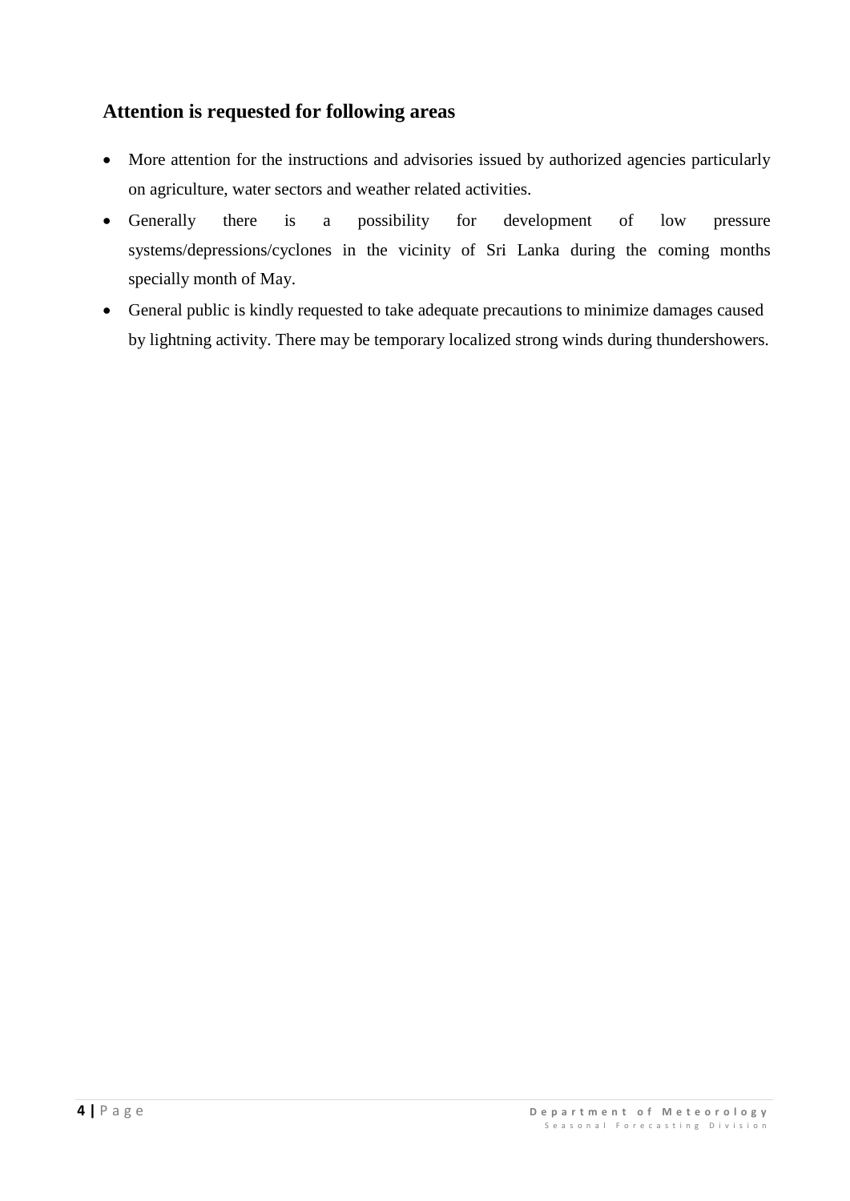## Attention is requested for following areas

- More attention for the instructions and advisories issued by authorized agencies particularly on agriculture, water sectors and weather related activities.
- Generally there is a possibility for development of low pressure systems/depressions/cyclones in the vicinity of Sri Lanka during the coming months specially month of May.
- General public is kindly requested to take adequate precautions to minimize damages caused by lightning activity. There may be temporary localized strong winds during thundershowers.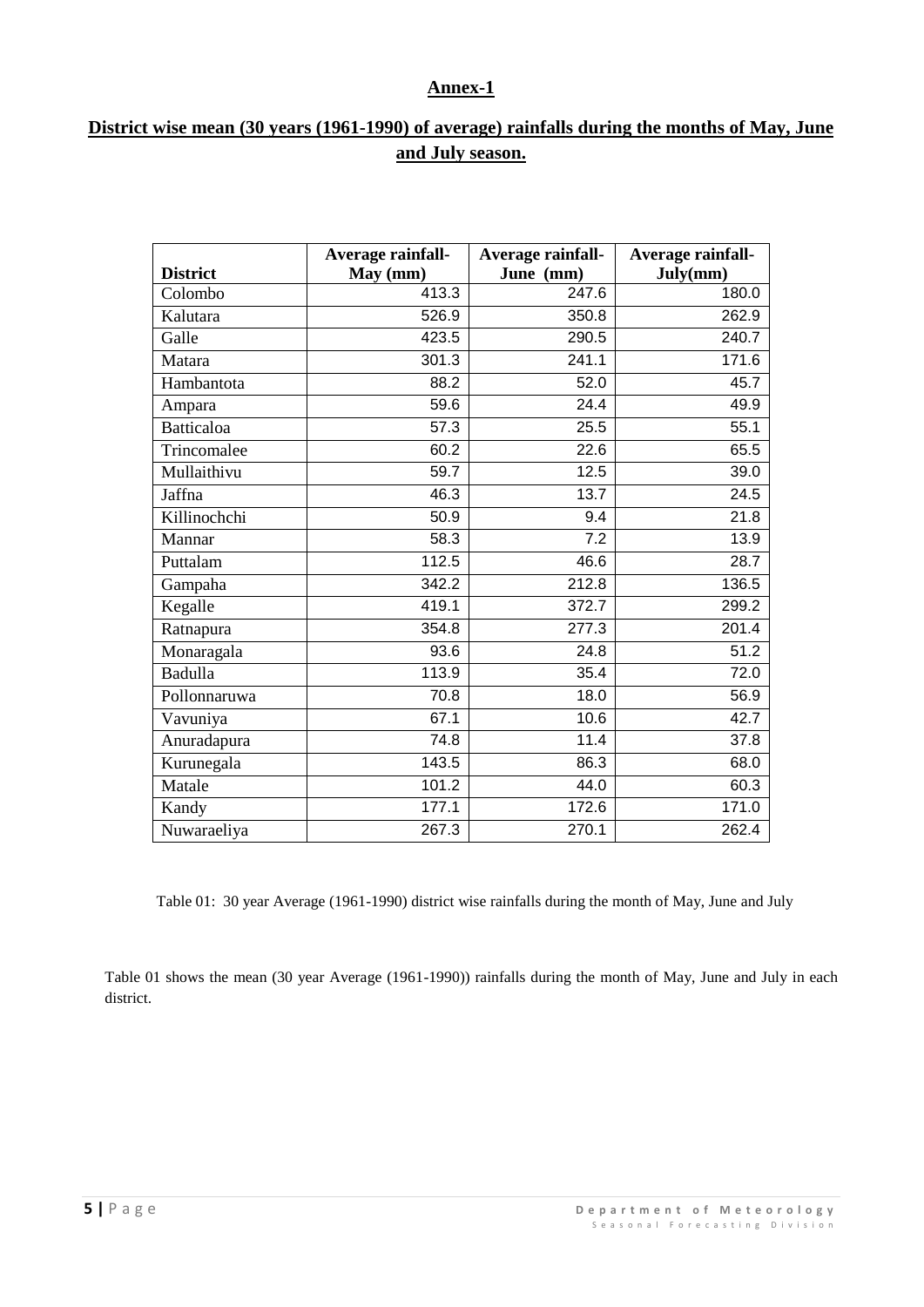## Annex-1

## District wise mean (30 years (1961-1990) of average) rainfalls during the months of May, June and July season.

| District | Average rainfall-May (mm) | Average rainfall-June (mm) | Average rainfall-July(mm) |
|---|---|---|---|
| Colombo | 413.3 | 247.6 | 180.0 |
| Kalutara | 526.9 | 350.8 | 262.9 |
| Galle | 423.5 | 290.5 | 240.7 |
| Matara | 301.3 | 241.1 | 171.6 |
| Hambantota | 88.2 | 52.0 | 45.7 |
| Ampara | 59.6 | 24.4 | 49.9 |
| Batticaloa | 57.3 | 25.5 | 55.1 |
| Trincomalee | 60.2 | 22.6 | 65.5 |
| Mullaithivu | 59.7 | 12.5 | 39.0 |
| Jaffna | 46.3 | 13.7 | 24.5 |
| Killinochchi | 50.9 | 9.4 | 21.8 |
| Mannar | 58.3 | 7.2 | 13.9 |
| Puttalam | 112.5 | 46.6 | 28.7 |
| Gampaha | 342.2 | 212.8 | 136.5 |
| Kegalle | 419.1 | 372.7 | 299.2 |
| Ratnapura | 354.8 | 277.3 | 201.4 |
| Monaragala | 93.6 | 24.8 | 51.2 |
| Badulla | 113.9 | 35.4 | 72.0 |
| Pollonnaruwa | 70.8 | 18.0 | 56.9 |
| Vavuniya | 67.1 | 10.6 | 42.7 |
| Anuradapura | 74.8 | 11.4 | 37.8 |
| Kurunegala | 143.5 | 86.3 | 68.0 |
| Matale | 101.2 | 44.0 | 60.3 |
| Kandy | 177.1 | 172.6 | 171.0 |
| Nuwaraeliya | 267.3 | 270.1 | 262.4 |

Table 01: 30 year Average (1961-1990) district wise rainfalls during the month of May, June and July

Table 01 shows the mean (30 year Average (1961-1990)) rainfalls during the month of May, June and July in each district.